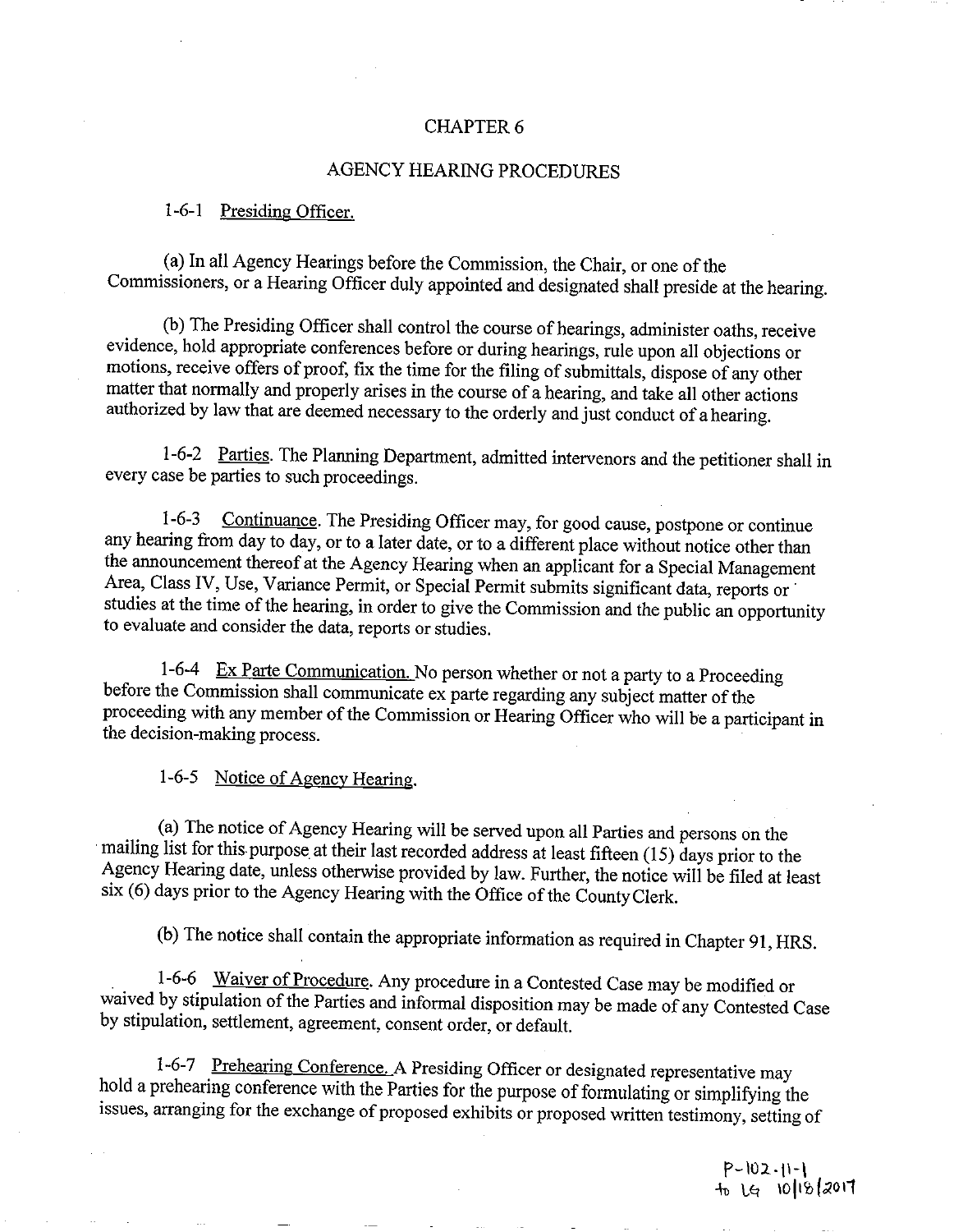# CHAPTER 6

## AGENCY HEARING PROCEDURES

1-6-1 Presiding Officer.

(a) In all Agency Hearings before the Commission, the Chair, or one of the Commissioners, or a Hearing Officer duly appointed and designated shall preside at the hearing.

(b) The Presiding Officer shall control the course of hearings, administer oaths, receive evidence, hold appropriate conferences before or during hearings, rule upon all objections or motions, receive offers of proof, fix the time for the filing of submittals, dispose of any other matter that normally and properly arises in the course of a hearing, and take all other actions authorized by law that are deemed necessary to the orderly and just conduct of a hearing.

1-6-2 Parties. The Planning Department, admitted intervenors and the petitioner shall in every case be parties to such proceedings.

1-6-3 Continuance. The Presiding Officer may, for good cause, postpone or continue any hearing from day to day, or to a later date, or to a different place without notice other than the announcement thereof at the Agency Hearing when an applicant for a Special Management Area, Class IV, Use, Variance Permit, or Special Permit submits significant data, reports or studies at the time of the hearing, in order to give the Commission and the public an opportunity to evaluate and consider the data, reports or studies.

1-6-4 Ex Parte Communication. No person whether or not a party to a Proceeding before the Commission shall communicate ex parte regarding any subject matter of the proceeding with any member of the Commission or Hearing Officer who will be a participant in the decision-making process.

1-6-5 Notice of Agency Hearing.

(a) The notice of Agency Hearing will be served upon all Parties and persons on the mailing list for this purpose at their last recorded address at least fifteen (15) days prior to the Agency Hearing date, unless otherwise provided by law. Further, the notice will be filed at least six (6) days prior to the Agency Hearing with the Office of the County Clerk.

(b) The notice shall contain the appropriate information as required in Chapter 91, HRS.

1-6-6 Waiver of Procedure. Any procedure in a Contested Case may be modified or waived by stipulation of the Parties and informal disposition may be made of any Contested Case by stipulation, settlement, agreement, consent order, or default.

1-6-7 Prehearing Conference. A Presiding Officer or designated representative may hold a prehearing conference with the Parties for the purpose of formulating or simplifying the issues, arranging for the exchange of proposed exhibits or proposed written testimony, setting of

P-102-11-1
to LG 10/18/2017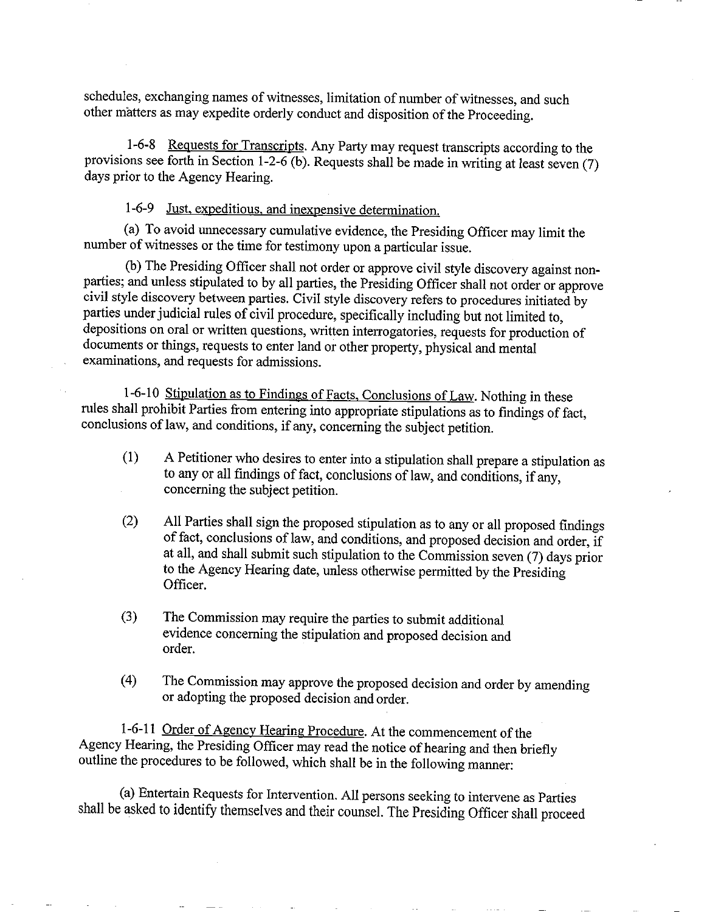schedules, exchanging names of witnesses, limitation of number of witnesses, and such other matters as may expedite orderly conduct and disposition of the Proceeding.

1-6-8 Requests for Transcripts. Any Party may request transcripts according to the provisions see forth in Section 1-2-6 (b). Requests shall be made in writing at least seven (7) days prior to the Agency Hearing.

1-6-9 Just, expeditious, and inexpensive determination.

(a) To avoid unnecessary cumulative evidence, the Presiding Officer may limit the number of witnesses or the time for testimony upon a particular issue.

(b) The Presiding Officer shall not order or approve civil style discovery against non-parties; and unless stipulated to by all parties, the Presiding Officer shall not order or approve civil style discovery between parties. Civil style discovery refers to procedures initiated by parties under judicial rules of civil procedure, specifically including but not limited to, depositions on oral or written questions, written interrogatories, requests for production of documents or things, requests to enter land or other property, physical and mental examinations, and requests for admissions.

1-6-10 Stipulation as to Findings of Facts, Conclusions of Law. Nothing in these rules shall prohibit Parties from entering into appropriate stipulations as to findings of fact, conclusions of law, and conditions, if any, concerning the subject petition.

(1) A Petitioner who desires to enter into a stipulation shall prepare a stipulation as to any or all findings of fact, conclusions of law, and conditions, if any, concerning the subject petition.

(2) All Parties shall sign the proposed stipulation as to any or all proposed findings of fact, conclusions of law, and conditions, and proposed decision and order, if at all, and shall submit such stipulation to the Commission seven (7) days prior to the Agency Hearing date, unless otherwise permitted by the Presiding Officer.

(3) The Commission may require the parties to submit additional evidence concerning the stipulation and proposed decision and order.

(4) The Commission may approve the proposed decision and order by amending or adopting the proposed decision and order.

1-6-11 Order of Agency Hearing Procedure. At the commencement of the Agency Hearing, the Presiding Officer may read the notice of hearing and then briefly outline the procedures to be followed, which shall be in the following manner:

(a) Entertain Requests for Intervention. All persons seeking to intervene as Parties shall be asked to identify themselves and their counsel. The Presiding Officer shall proceed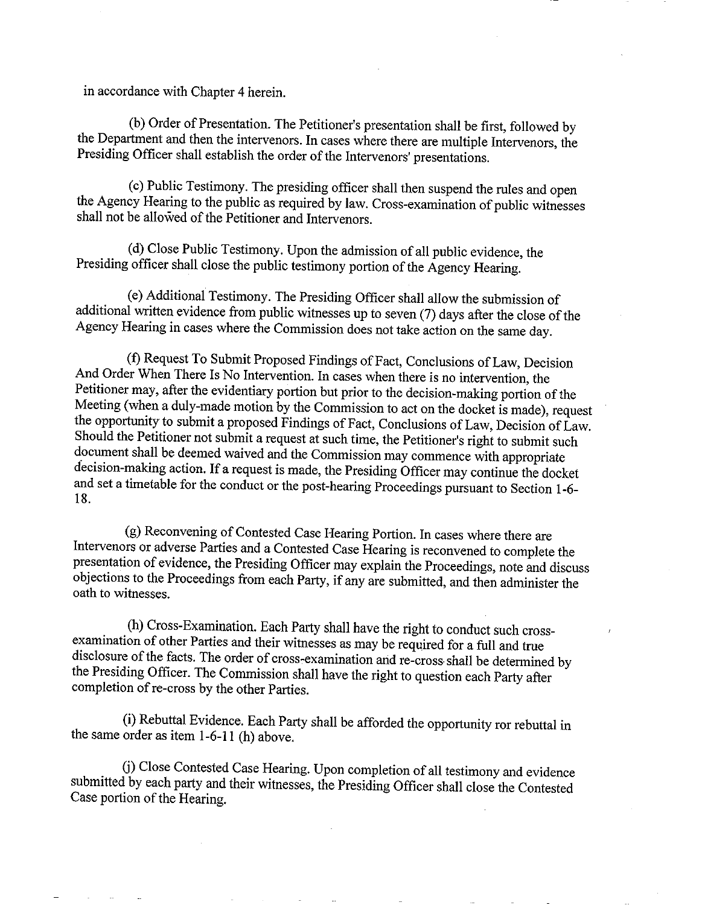in accordance with Chapter 4 herein.

(b) Order of Presentation. The Petitioner's presentation shall be first, followed by the Department and then the intervenors. In cases where there are multiple Intervenors, the Presiding Officer shall establish the order of the Intervenors' presentations.

(c) Public Testimony. The presiding officer shall then suspend the rules and open the Agency Hearing to the public as required by law. Cross-examination of public witnesses shall not be allowed of the Petitioner and Intervenors.

(d) Close Public Testimony. Upon the admission of all public evidence, the Presiding officer shall close the public testimony portion of the Agency Hearing.

(e) Additional Testimony. The Presiding Officer shall allow the submission of additional written evidence from public witnesses up to seven (7) days after the close of the Agency Hearing in cases where the Commission does not take action on the same day.

(f) Request To Submit Proposed Findings of Fact, Conclusions of Law, Decision And Order When There Is No Intervention. In cases when there is no intervention, the Petitioner may, after the evidentiary portion but prior to the decision-making portion of the Meeting (when a duly-made motion by the Commission to act on the docket is made), request the opportunity to submit a proposed Findings of Fact, Conclusions of Law, Decision of Law. Should the Petitioner not submit a request at such time, the Petitioner's right to submit such document shall be deemed waived and the Commission may commence with appropriate decision-making action. If a request is made, the Presiding Officer may continue the docket and set a timetable for the conduct or the post-hearing Proceedings pursuant to Section 1-6-18.

(g) Reconvening of Contested Case Hearing Portion. In cases where there are Intervenors or adverse Parties and a Contested Case Hearing is reconvened to complete the presentation of evidence, the Presiding Officer may explain the Proceedings, note and discuss objections to the Proceedings from each Party, if any are submitted, and then administer the oath to witnesses.

(h) Cross-Examination. Each Party shall have the right to conduct such cross-examination of other Parties and their witnesses as may be required for a full and true disclosure of the facts. The order of cross-examination and re-cross shall be determined by the Presiding Officer. The Commission shall have the right to question each Party after completion of re-cross by the other Parties.

(i) Rebuttal Evidence. Each Party shall be afforded the opportunity ror rebuttal in the same order as item 1-6-11 (h) above.

(j) Close Contested Case Hearing. Upon completion of all testimony and evidence submitted by each party and their witnesses, the Presiding Officer shall close the Contested Case portion of the Hearing.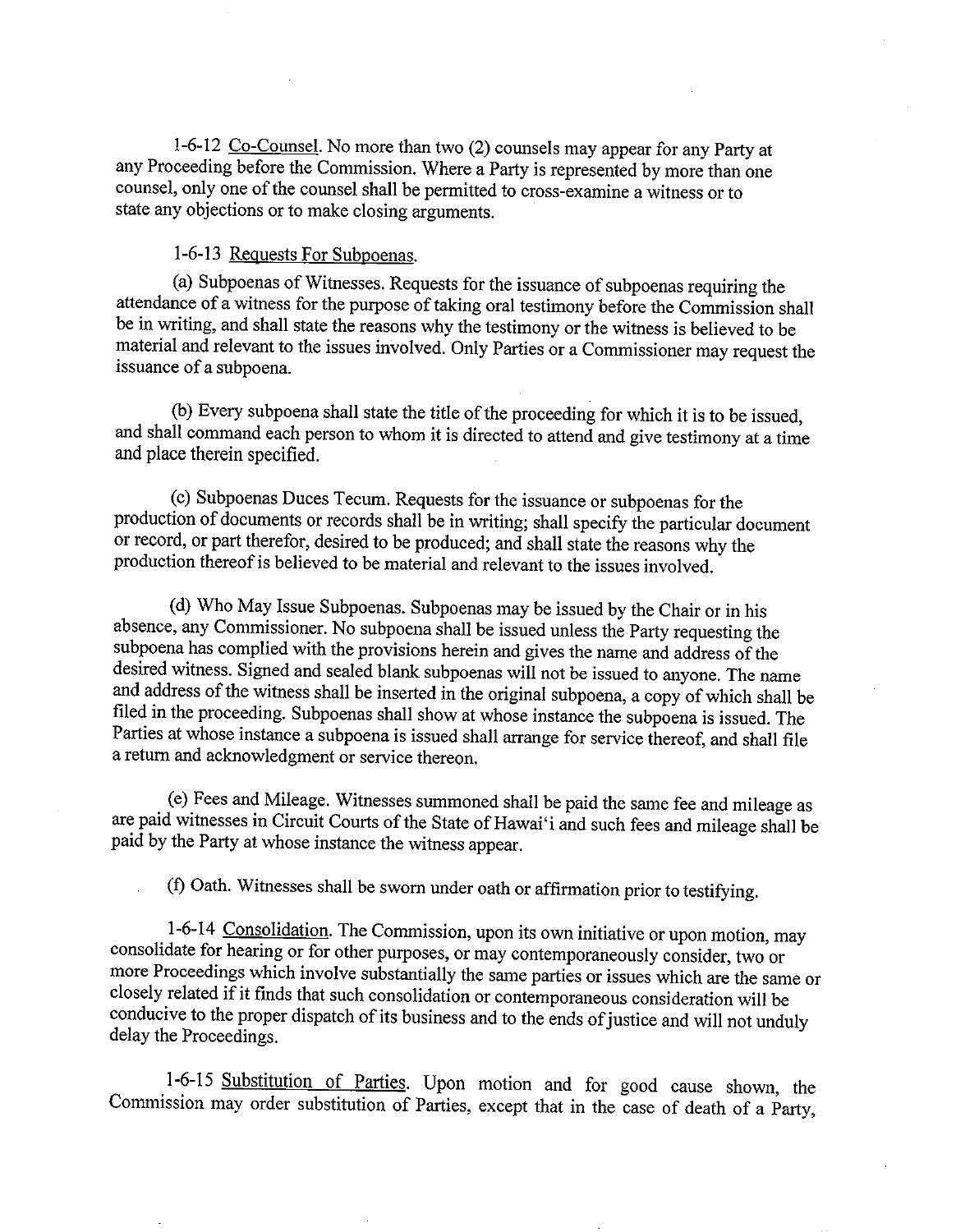1-6-12 <u>Co-Counsel</u>. No more than two (2) counsels may appear for any Party at any Proceeding before the Commission. Where a Party is represented by more than one counsel, only one of the counsel shall be permitted to cross-examine a witness or to state any objections or to make closing arguments.

1-6-13 <u>Requests For Subpoenas</u>.

(a) Subpoenas of Witnesses. Requests for the issuance of subpoenas requiring the attendance of a witness for the purpose of taking oral testimony before the Commission shall be in writing, and shall state the reasons why the testimony or the witness is believed to be material and relevant to the issues involved. Only Parties or a Commissioner may request the issuance of a subpoena.

(b) Every subpoena shall state the title of the proceeding for which it is to be issued, and shall command each person to whom it is directed to attend and give testimony at a time and place therein specified.

(c) Subpoenas Duces Tecum. Requests for the issuance or subpoenas for the production of documents or records shall be in writing; shall specify the particular document or record, or part therefor, desired to be produced; and shall state the reasons why the production thereof is believed to be material and relevant to the issues involved.

(d) Who May Issue Subpoenas. Subpoenas may be issued by the Chair or in his absence, any Commissioner. No subpoena shall be issued unless the Party requesting the subpoena has complied with the provisions herein and gives the name and address of the desired witness. Signed and sealed blank subpoenas will not be issued to anyone. The name and address of the witness shall be inserted in the original subpoena, a copy of which shall be filed in the proceeding. Subpoenas shall show at whose instance the subpoena is issued. The Parties at whose instance a subpoena is issued shall arrange for service thereof, and shall file a return and acknowledgment or service thereon.

(e) Fees and Mileage. Witnesses summoned shall be paid the same fee and mileage as are paid witnesses in Circuit Courts of the State of Hawai'i and such fees and mileage shall be paid by the Party at whose instance the witness appear.

(f) Oath. Witnesses shall be sworn under oath or affirmation prior to testifying.

1-6-14 <u>Consolidation</u>. The Commission, upon its own initiative or upon motion, may consolidate for hearing or for other purposes, or may contemporaneously consider, two or more Proceedings which involve substantially the same parties or issues which are the same or closely related if it finds that such consolidation or contemporaneous consideration will be conducive to the proper dispatch of its business and to the ends of justice and will not unduly delay the Proceedings.

1-6-15 <u>Substitution of Parties</u>. Upon motion and for good cause shown, the Commission may order substitution of Parties, except that in the case of death of a Party,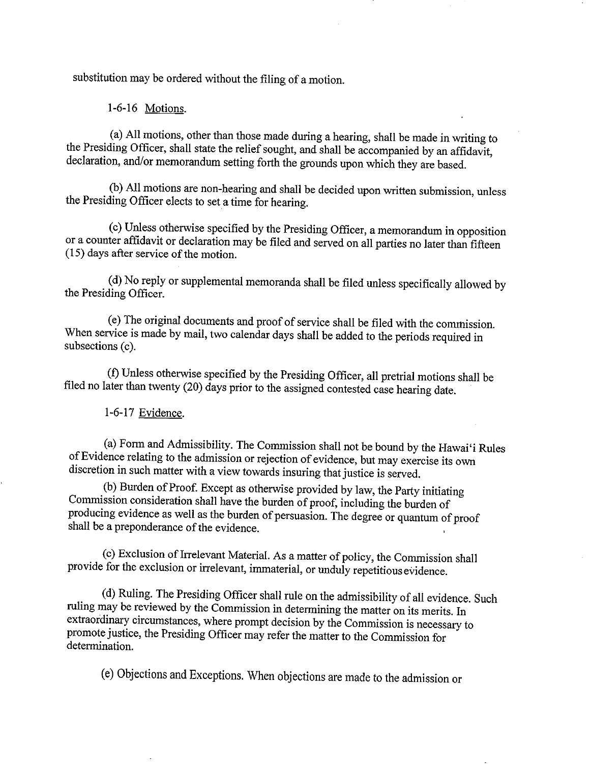substitution may be ordered without the filing of a motion.

1-6-16 Motions.

(a) All motions, other than those made during a hearing, shall be made in writing to the Presiding Officer, shall state the relief sought, and shall be accompanied by an affidavit, declaration, and/or memorandum setting forth the grounds upon which they are based.

(b) All motions are non-hearing and shall be decided upon written submission, unless the Presiding Officer elects to set a time for hearing.

(c) Unless otherwise specified by the Presiding Officer, a memorandum in opposition or a counter affidavit or declaration may be filed and served on all parties no later than fifteen (15) days after service of the motion.

(d) No reply or supplemental memoranda shall be filed unless specifically allowed by the Presiding Officer.

(e) The original documents and proof of service shall be filed with the commission. When service is made by mail, two calendar days shall be added to the periods required in subsections (c).

(f) Unless otherwise specified by the Presiding Officer, all pretrial motions shall be filed no later than twenty (20) days prior to the assigned contested case hearing date.

1-6-17 Evidence.

(a) Form and Admissibility. The Commission shall not be bound by the Hawai'i Rules of Evidence relating to the admission or rejection of evidence, but may exercise its own discretion in such matter with a view towards insuring that justice is served.

(b) Burden of Proof. Except as otherwise provided by law, the Party initiating Commission consideration shall have the burden of proof, including the burden of producing evidence as well as the burden of persuasion. The degree or quantum of proof shall be a preponderance of the evidence.

(c) Exclusion of Irrelevant Material. As a matter of policy, the Commission shall provide for the exclusion or irrelevant, immaterial, or unduly repetitious evidence.

(d) Ruling. The Presiding Officer shall rule on the admissibility of all evidence. Such ruling may be reviewed by the Commission in determining the matter on its merits. In extraordinary circumstances, where prompt decision by the Commission is necessary to promote justice, the Presiding Officer may refer the matter to the Commission for determination.

(e) Objections and Exceptions. When objections are made to the admission or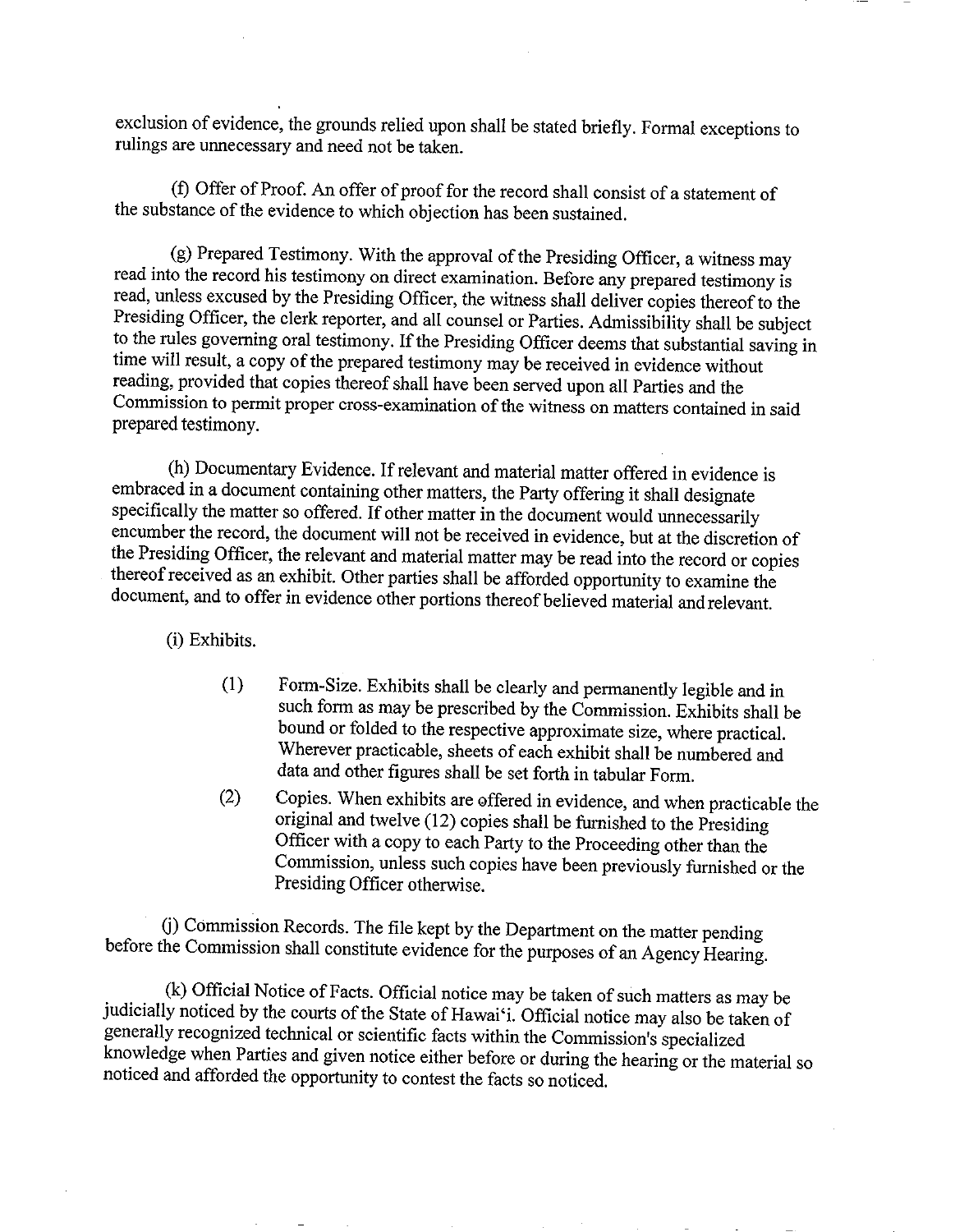exclusion of evidence, the grounds relied upon shall be stated briefly. Formal exceptions to rulings are unnecessary and need not be taken.

(f) Offer of Proof. An offer of proof for the record shall consist of a statement of the substance of the evidence to which objection has been sustained.

(g) Prepared Testimony. With the approval of the Presiding Officer, a witness may read into the record his testimony on direct examination. Before any prepared testimony is read, unless excused by the Presiding Officer, the witness shall deliver copies thereof to the Presiding Officer, the clerk reporter, and all counsel or Parties. Admissibility shall be subject to the rules governing oral testimony. If the Presiding Officer deems that substantial saving in time will result, a copy of the prepared testimony may be received in evidence without reading, provided that copies thereof shall have been served upon all Parties and the Commission to permit proper cross-examination of the witness on matters contained in said prepared testimony.

(h) Documentary Evidence. If relevant and material matter offered in evidence is embraced in a document containing other matters, the Party offering it shall designate specifically the matter so offered. If other matter in the document would unnecessarily encumber the record, the document will not be received in evidence, but at the discretion of the Presiding Officer, the relevant and material matter may be read into the record or copies thereof received as an exhibit. Other parties shall be afforded opportunity to examine the document, and to offer in evidence other portions thereof believed material and relevant.

(i) Exhibits.

(1) Form-Size. Exhibits shall be clearly and permanently legible and in such form as may be prescribed by the Commission. Exhibits shall be bound or folded to the respective approximate size, where practical. Wherever practicable, sheets of each exhibit shall be numbered and data and other figures shall be set forth in tabular Form.

(2) Copies. When exhibits are offered in evidence, and when practicable the original and twelve (12) copies shall be furnished to the Presiding Officer with a copy to each Party to the Proceeding other than the Commission, unless such copies have been previously furnished or the Presiding Officer otherwise.

(j) Commission Records. The file kept by the Department on the matter pending before the Commission shall constitute evidence for the purposes of an Agency Hearing.

(k) Official Notice of Facts. Official notice may be taken of such matters as may be judicially noticed by the courts of the State of Hawai'i. Official notice may also be taken of generally recognized technical or scientific facts within the Commission's specialized knowledge when Parties and given notice either before or during the hearing or the material so noticed and afforded the opportunity to contest the facts so noticed.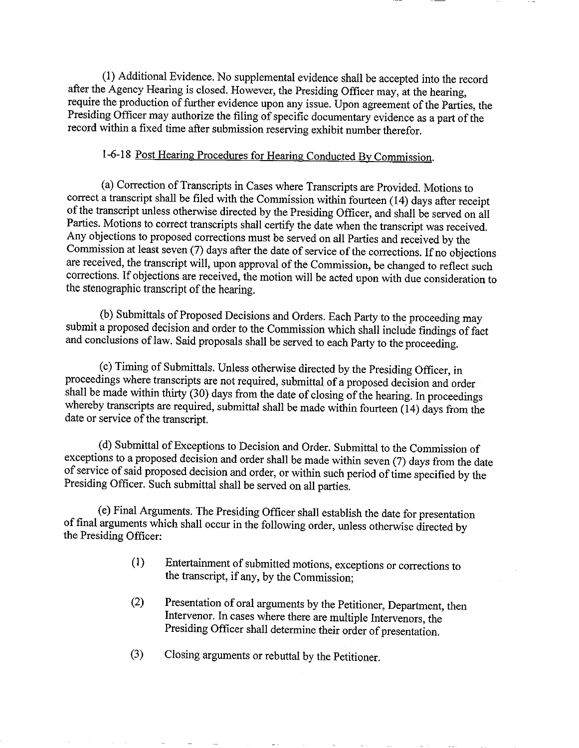(1) Additional Evidence. No supplemental evidence shall be accepted into the record after the Agency Hearing is closed. However, the Presiding Officer may, at the hearing, require the production of further evidence upon any issue. Upon agreement of the Parties, the Presiding Officer may authorize the filing of specific documentary evidence as a part of the record within a fixed time after submission reserving exhibit number therefor.

1-6-18 Post Hearing Procedures for Hearing Conducted By Commission.

(a) Correction of Transcripts in Cases where Transcripts are Provided. Motions to correct a transcript shall be filed with the Commission within fourteen (14) days after receipt of the transcript unless otherwise directed by the Presiding Officer, and shall be served on all Parties. Motions to correct transcripts shall certify the date when the transcript was received. Any objections to proposed corrections must be served on all Parties and received by the Commission at least seven (7) days after the date of service of the corrections. If no objections are received, the transcript will, upon approval of the Commission, be changed to reflect such corrections. If objections are received, the motion will be acted upon with due consideration to the stenographic transcript of the hearing.

(b) Submittals of Proposed Decisions and Orders. Each Party to the proceeding may submit a proposed decision and order to the Commission which shall include findings of fact and conclusions of law. Said proposals shall be served to each Party to the proceeding.

(c) Timing of Submittals. Unless otherwise directed by the Presiding Officer, in proceedings where transcripts are not required, submittal of a proposed decision and order shall be made within thirty (30) days from the date of closing of the hearing. In proceedings whereby transcripts are required, submittal shall be made within fourteen (14) days from the date or service of the transcript.

(d) Submittal of Exceptions to Decision and Order. Submittal to the Commission of exceptions to a proposed decision and order shall be made within seven (7) days from the date of service of said proposed decision and order, or within such period of time specified by the Presiding Officer. Such submittal shall be served on all parties.

(e) Final Arguments. The Presiding Officer shall establish the date for presentation of final arguments which shall occur in the following order, unless otherwise directed by the Presiding Officer:

(1) Entertainment of submitted motions, exceptions or corrections to the transcript, if any, by the Commission;

(2) Presentation of oral arguments by the Petitioner, Department, then Intervenor. In cases where there are multiple Intervenors, the Presiding Officer shall determine their order of presentation.

(3) Closing arguments or rebuttal by the Petitioner.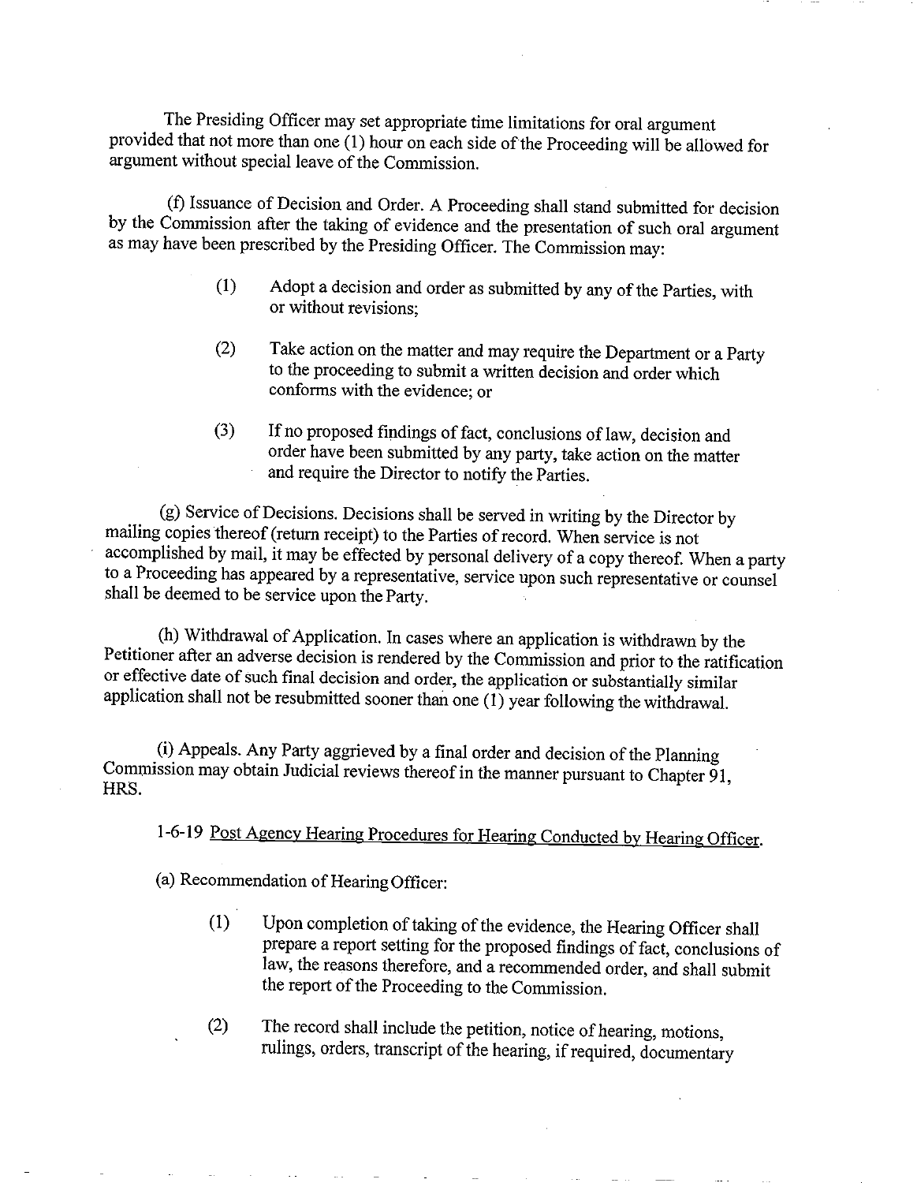The Presiding Officer may set appropriate time limitations for oral argument provided that not more than one (1) hour on each side of the Proceeding will be allowed for argument without special leave of the Commission.

(f) Issuance of Decision and Order. A Proceeding shall stand submitted for decision by the Commission after the taking of evidence and the presentation of such oral argument as may have been prescribed by the Presiding Officer. The Commission may:

(1) Adopt a decision and order as submitted by any of the Parties, with or without revisions;

(2) Take action on the matter and may require the Department or a Party to the proceeding to submit a written decision and order which conforms with the evidence; or

(3) If no proposed findings of fact, conclusions of law, decision and order have been submitted by any party, take action on the matter and require the Director to notify the Parties.

(g) Service of Decisions. Decisions shall be served in writing by the Director by mailing copies thereof (return receipt) to the Parties of record. When service is not accomplished by mail, it may be effected by personal delivery of a copy thereof. When a party to a Proceeding has appeared by a representative, service upon such representative or counsel shall be deemed to be service upon the Party.

(h) Withdrawal of Application. In cases where an application is withdrawn by the Petitioner after an adverse decision is rendered by the Commission and prior to the ratification or effective date of such final decision and order, the application or substantially similar application shall not be resubmitted sooner than one (1) year following the withdrawal.

(i) Appeals. Any Party aggrieved by a final order and decision of the Planning Commission may obtain Judicial reviews thereof in the manner pursuant to Chapter 91, HRS.

1-6-19 Post Agency Hearing Procedures for Hearing Conducted by Hearing Officer.

(a) Recommendation of Hearing Officer:

(1) Upon completion of taking of the evidence, the Hearing Officer shall prepare a report setting for the proposed findings of fact, conclusions of law, the reasons therefore, and a recommended order, and shall submit the report of the Proceeding to the Commission.

(2) The record shall include the petition, notice of hearing, motions, rulings, orders, transcript of the hearing, if required, documentary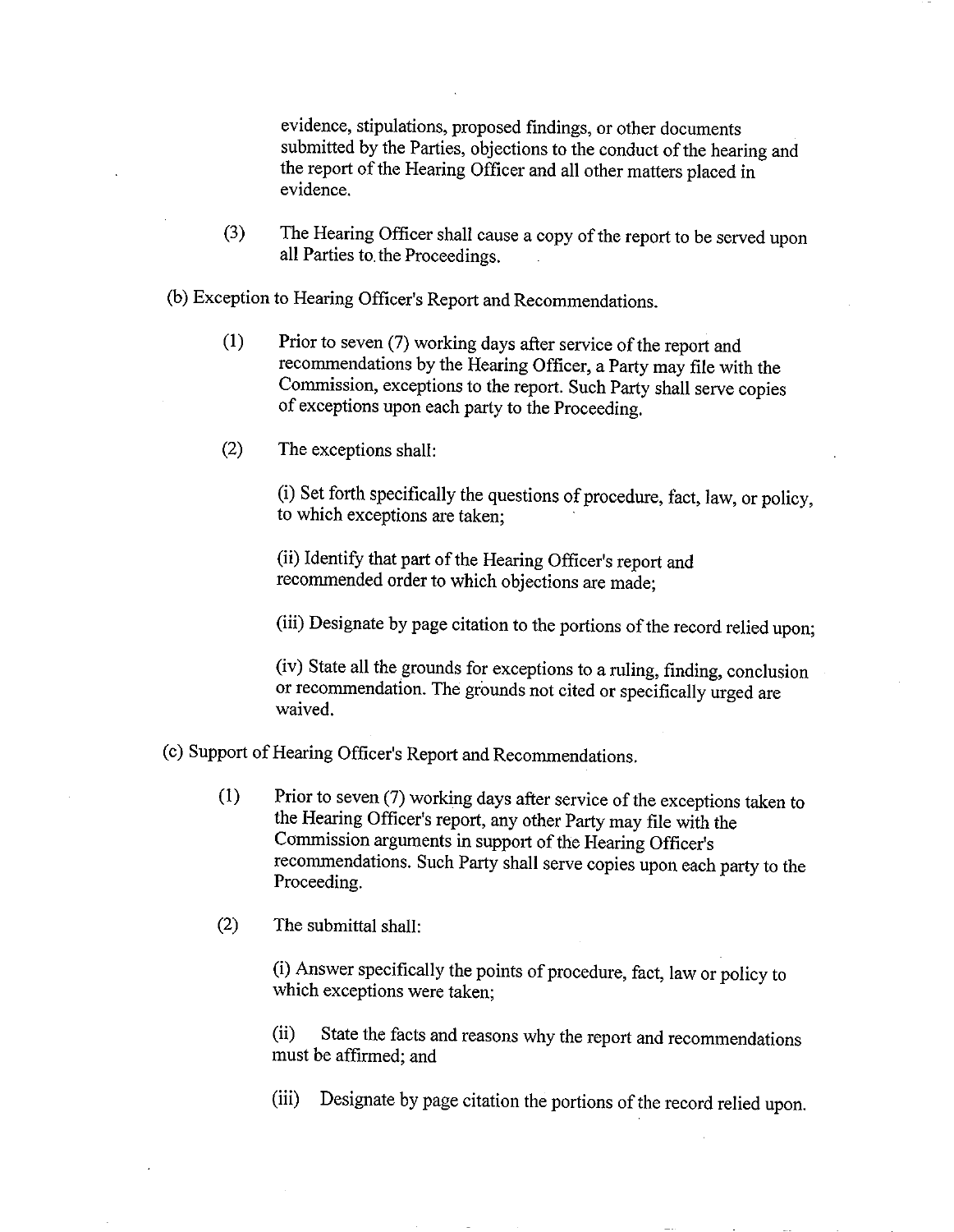evidence, stipulations, proposed findings, or other documents submitted by the Parties, objections to the conduct of the hearing and the report of the Hearing Officer and all other matters placed in evidence.

(3) The Hearing Officer shall cause a copy of the report to be served upon all Parties to the Proceedings.

(b) Exception to Hearing Officer's Report and Recommendations.

(1) Prior to seven (7) working days after service of the report and recommendations by the Hearing Officer, a Party may file with the Commission, exceptions to the report. Such Party shall serve copies of exceptions upon each party to the Proceeding.

(2) The exceptions shall:

(i) Set forth specifically the questions of procedure, fact, law, or policy, to which exceptions are taken;

(ii) Identify that part of the Hearing Officer's report and recommended order to which objections are made;

(iii) Designate by page citation to the portions of the record relied upon;

(iv) State all the grounds for exceptions to a ruling, finding, conclusion or recommendation. The grounds not cited or specifically urged are waived.

(c) Support of Hearing Officer's Report and Recommendations.

(1) Prior to seven (7) working days after service of the exceptions taken to the Hearing Officer's report, any other Party may file with the Commission arguments in support of the Hearing Officer's recommendations. Such Party shall serve copies upon each party to the Proceeding.

(2) The submittal shall:

(i) Answer specifically the points of procedure, fact, law or policy to which exceptions were taken;

(ii) State the facts and reasons why the report and recommendations must be affirmed; and

(iii) Designate by page citation the portions of the record relied upon.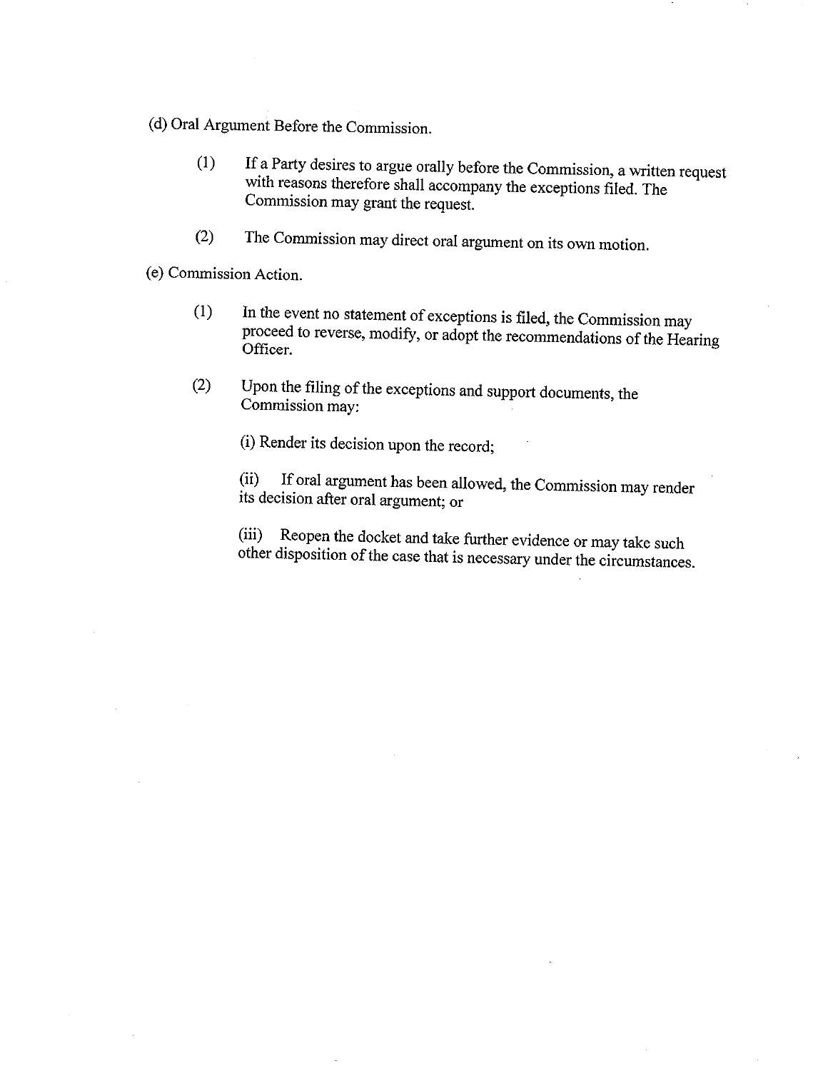(d) Oral Argument Before the Commission.

(1) If a Party desires to argue orally before the Commission, a written request with reasons therefore shall accompany the exceptions filed. The Commission may grant the request.

(2) The Commission may direct oral argument on its own motion.

(e) Commission Action.

(1) In the event no statement of exceptions is filed, the Commission may proceed to reverse, modify, or adopt the recommendations of the Hearing Officer.

(2) Upon the filing of the exceptions and support documents, the Commission may:

(i) Render its decision upon the record;

(ii) If oral argument has been allowed, the Commission may render its decision after oral argument; or

(iii) Reopen the docket and take further evidence or may take such other disposition of the case that is necessary under the circumstances.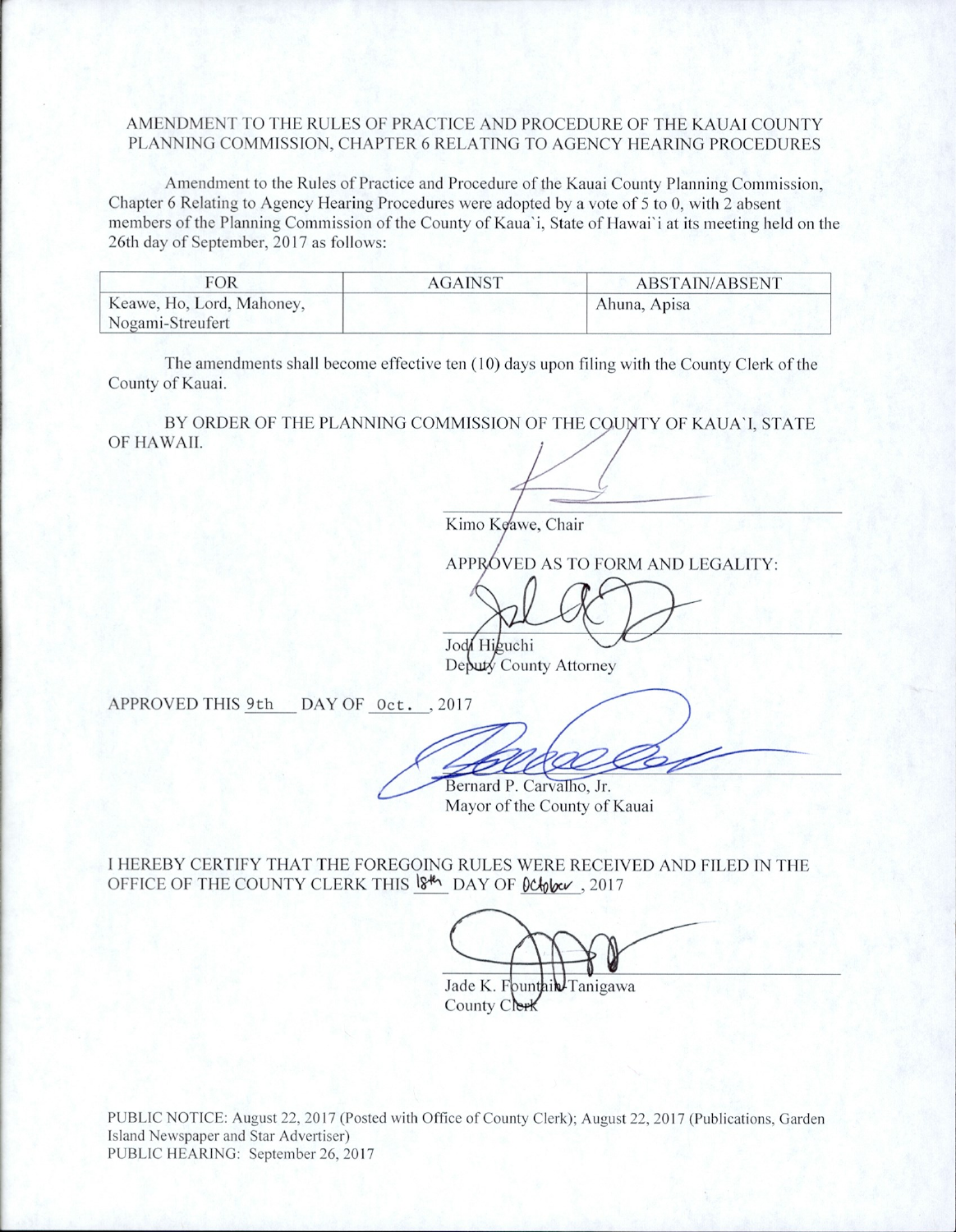AMENDMENT TO THE RULES OF PRACTICE AND PROCEDURE OF THE KAUAI COUNTY PLANNING COMMISSION, CHAPTER 6 RELATING TO AGENCY HEARING PROCEDURES

Amendment to the Rules of Practice and Procedure of the Kauai County Planning Commission, Chapter 6 Relating to Agency Hearing Procedures were adopted by a vote of 5 to 0, with 2 absent members of the Planning Commission of the County of Kaua`i, State of Hawai`i at its meeting held on the 26th day of September, 2017 as follows:

| FOR | AGAINST | ABSTAIN/ABSENT |
|---|---|---|
| Keawe, Ho, Lord, Mahoney, Nogami-Streufert | | Ahuna, Apisa |

The amendments shall become effective ten (10) days upon filing with the County Clerk of the County of Kauai.

BY ORDER OF THE PLANNING COMMISSION OF THE COUNTY OF KAUA`I, STATE OF HAWAII.

Kimo Keawe, Chair

APPROVED AS TO FORM AND LEGALITY:

Jodi Higuchi
Deputy County Attorney

APPROVED THIS 9th DAY OF Oct., 2017

Bernard P. Carvalho, Jr.
Mayor of the County of Kauai

I HEREBY CERTIFY THAT THE FOREGOING RULES WERE RECEIVED AND FILED IN THE OFFICE OF THE COUNTY CLERK THIS 18th DAY OF October, 2017

Jade K. Fountain-Tanigawa
County Clerk

PUBLIC NOTICE: August 22, 2017 (Posted with Office of County Clerk); August 22, 2017 (Publications, Garden Island Newspaper and Star Advertiser)
PUBLIC HEARING: September 26, 2017